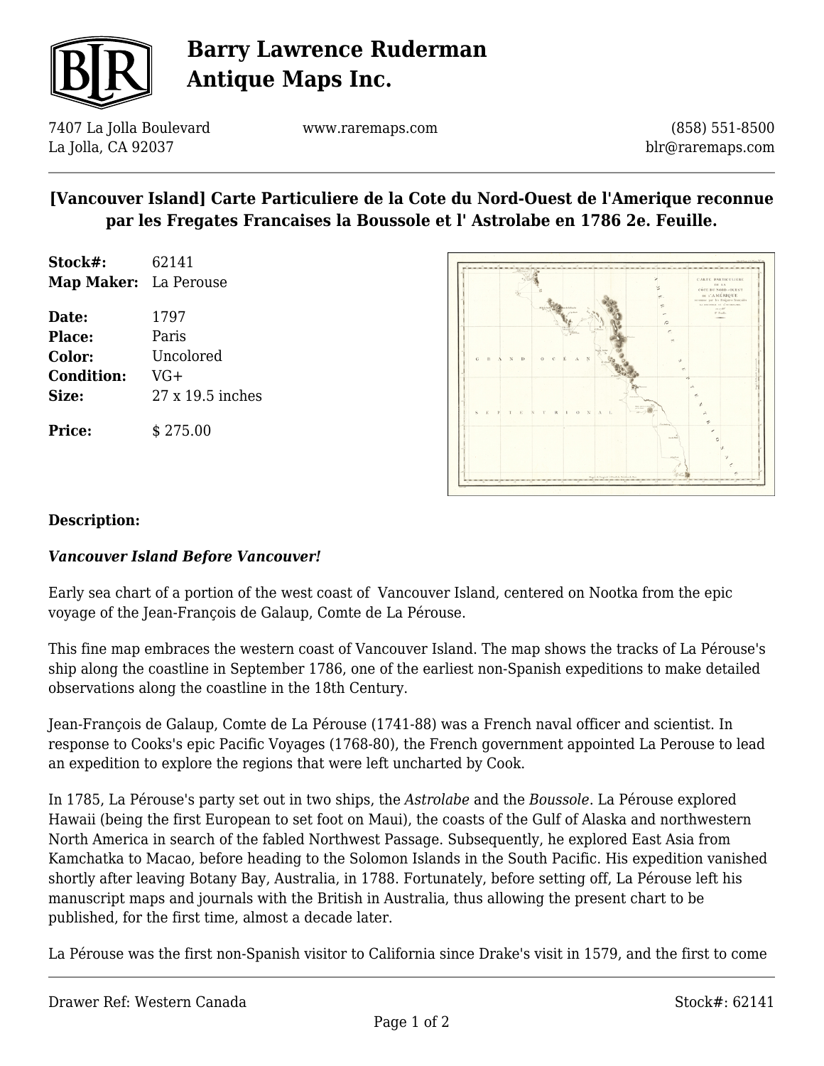# Barry Lawrence Ruderman Antique Maps Inc.

7407 La Jolla Boulevard
La Jolla, CA 92037

www.raremaps.com

(858) 551-8500
blr@raremaps.com

## [Vancouver Island] Carte Particuliere de la Cote du Nord-Ouest de l'Amerique reconnue par les Fregates Francaises la Boussole et l' Astrolabe en 1786 2e. Feuille.

**Stock#:** 62141
**Map Maker:** La Perouse

**Date:** 1797
**Place:** Paris
**Color:** Uncolored
**Condition:** VG+
**Size:** 27 x 19.5 inches

**Price:** $ 275.00

**Description:**

***Vancouver Island Before Vancouver!***

Early sea chart of a portion of the west coast of Vancouver Island, centered on Nootka from the epic voyage of the Jean-François de Galaup, Comte de La Pérouse.

This fine map embraces the western coast of Vancouver Island. The map shows the tracks of La Pérouse's ship along the coastline in September 1786, one of the earliest non-Spanish expeditions to make detailed observations along the coastline in the 18th Century.

Jean-François de Galaup, Comte de La Pérouse (1741-88) was a French naval officer and scientist. In response to Cooks's epic Pacific Voyages (1768-80), the French government appointed La Perouse to lead an expedition to explore the regions that were left uncharted by Cook.

In 1785, La Pérouse's party set out in two ships, the *Astrolabe* and the *Boussole*. La Pérouse explored Hawaii (being the first European to set foot on Maui), the coasts of the Gulf of Alaska and northwestern North America in search of the fabled Northwest Passage. Subsequently, he explored East Asia from Kamchatka to Macao, before heading to the Solomon Islands in the South Pacific. His expedition vanished shortly after leaving Botany Bay, Australia, in 1788. Fortunately, before setting off, La Pérouse left his manuscript maps and journals with the British in Australia, thus allowing the present chart to be published, for the first time, almost a decade later.

La Pérouse was the first non-Spanish visitor to California since Drake's visit in 1579, and the first to come

Drawer Ref: Western Canada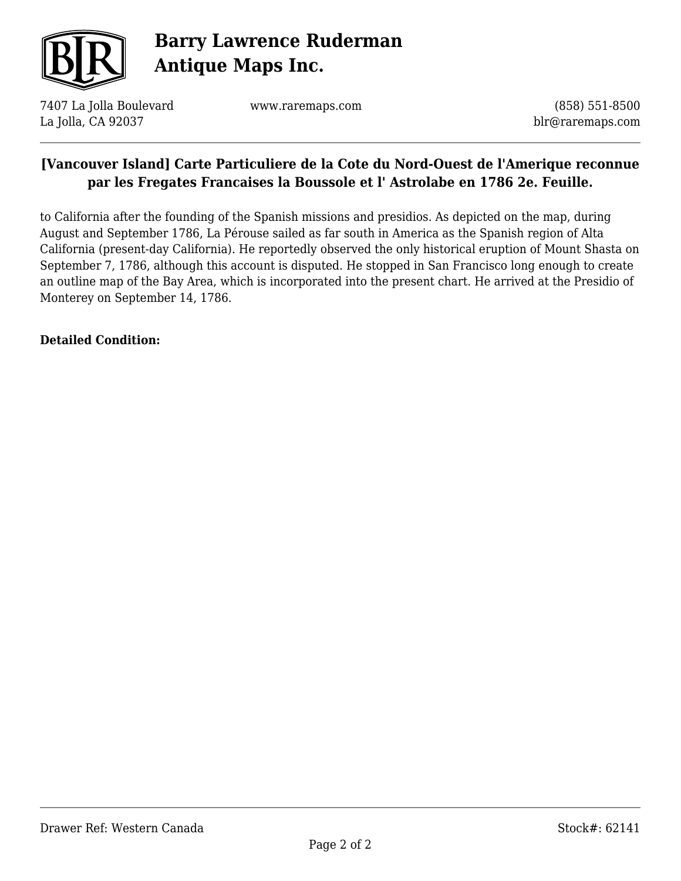## [Vancouver Island] Carte Particuliere de la Cote du Nord-Ouest de l'Amerique reconnue par les Fregates Francaises la Boussole et l' Astrolabe en 1786 2e. Feuille.

to California after the founding of the Spanish missions and presidios. As depicted on the map, during August and September 1786, La Pérouse sailed as far south in America as the Spanish region of Alta California (present-day California). He reportedly observed the only historical eruption of Mount Shasta on September 7, 1786, although this account is disputed. He stopped in San Francisco long enough to create an outline map of the Bay Area, which is incorporated into the present chart. He arrived at the Presidio of Monterey on September 14, 1786.

**Detailed Condition:**

Drawer Ref: Western Canada

Stock#: 62141